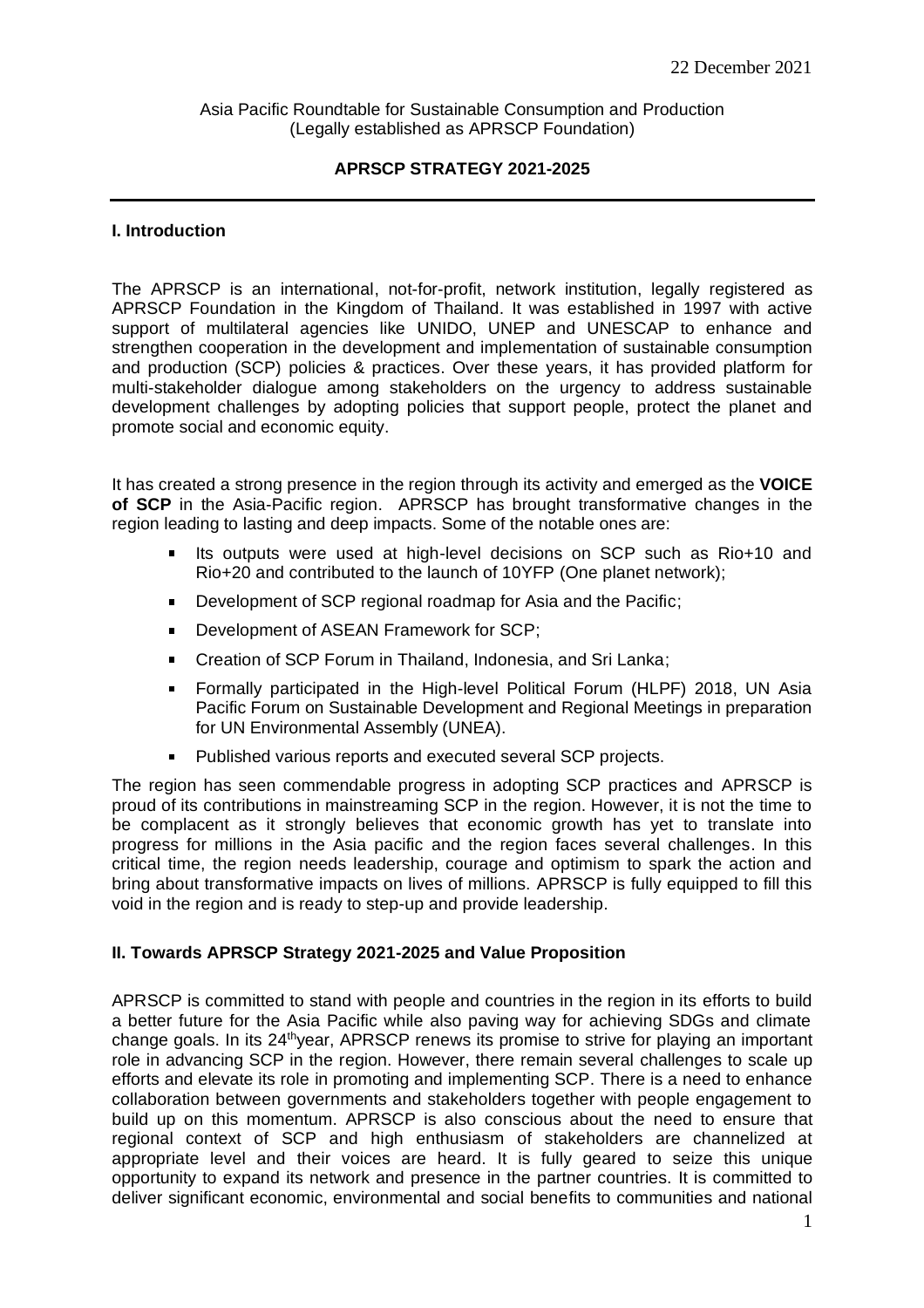22 December 2021

Asia Pacific Roundtable for Sustainable Consumption and Production
(Legally established as APRSCP Foundation)

**APRSCP STRATEGY 2021-2025**

## I. Introduction

The APRSCP is an international, not-for-profit, network institution, legally registered as APRSCP Foundation in the Kingdom of Thailand. It was established in 1997 with active support of multilateral agencies like UNIDO, UNEP and UNESCAP to enhance and strengthen cooperation in the development and implementation of sustainable consumption and production (SCP) policies & practices. Over these years, it has provided platform for multi-stakeholder dialogue among stakeholders on the urgency to address sustainable development challenges by adopting policies that support people, protect the planet and promote social and economic equity.

It has created a strong presence in the region through its activity and emerged as the **VOICE of SCP** in the Asia-Pacific region. APRSCP has brought transformative changes in the region leading to lasting and deep impacts. Some of the notable ones are:

- Its outputs were used at high-level decisions on SCP such as Rio+10 and Rio+20 and contributed to the launch of 10YFP (One planet network);
- Development of SCP regional roadmap for Asia and the Pacific;
- Development of ASEAN Framework for SCP;
- Creation of SCP Forum in Thailand, Indonesia, and Sri Lanka;
- Formally participated in the High-level Political Forum (HLPF) 2018, UN Asia Pacific Forum on Sustainable Development and Regional Meetings in preparation for UN Environmental Assembly (UNEA).
- Published various reports and executed several SCP projects.

The region has seen commendable progress in adopting SCP practices and APRSCP is proud of its contributions in mainstreaming SCP in the region. However, it is not the time to be complacent as it strongly believes that economic growth has yet to translate into progress for millions in the Asia pacific and the region faces several challenges. In this critical time, the region needs leadership, courage and optimism to spark the action and bring about transformative impacts on lives of millions. APRSCP is fully equipped to fill this void in the region and is ready to step-up and provide leadership.

## II. Towards APRSCP Strategy 2021-2025 and Value Proposition

APRSCP is committed to stand with people and countries in the region in its efforts to build a better future for the Asia Pacific while also paving way for achieving SDGs and climate change goals. In its 24th year, APRSCP renews its promise to strive for playing an important role in advancing SCP in the region. However, there remain several challenges to scale up efforts and elevate its role in promoting and implementing SCP. There is a need to enhance collaboration between governments and stakeholders together with people engagement to build up on this momentum. APRSCP is also conscious about the need to ensure that regional context of SCP and high enthusiasm of stakeholders are channelized at appropriate level and their voices are heard. It is fully geared to seize this unique opportunity to expand its network and presence in the partner countries. It is committed to deliver significant economic, environmental and social benefits to communities and national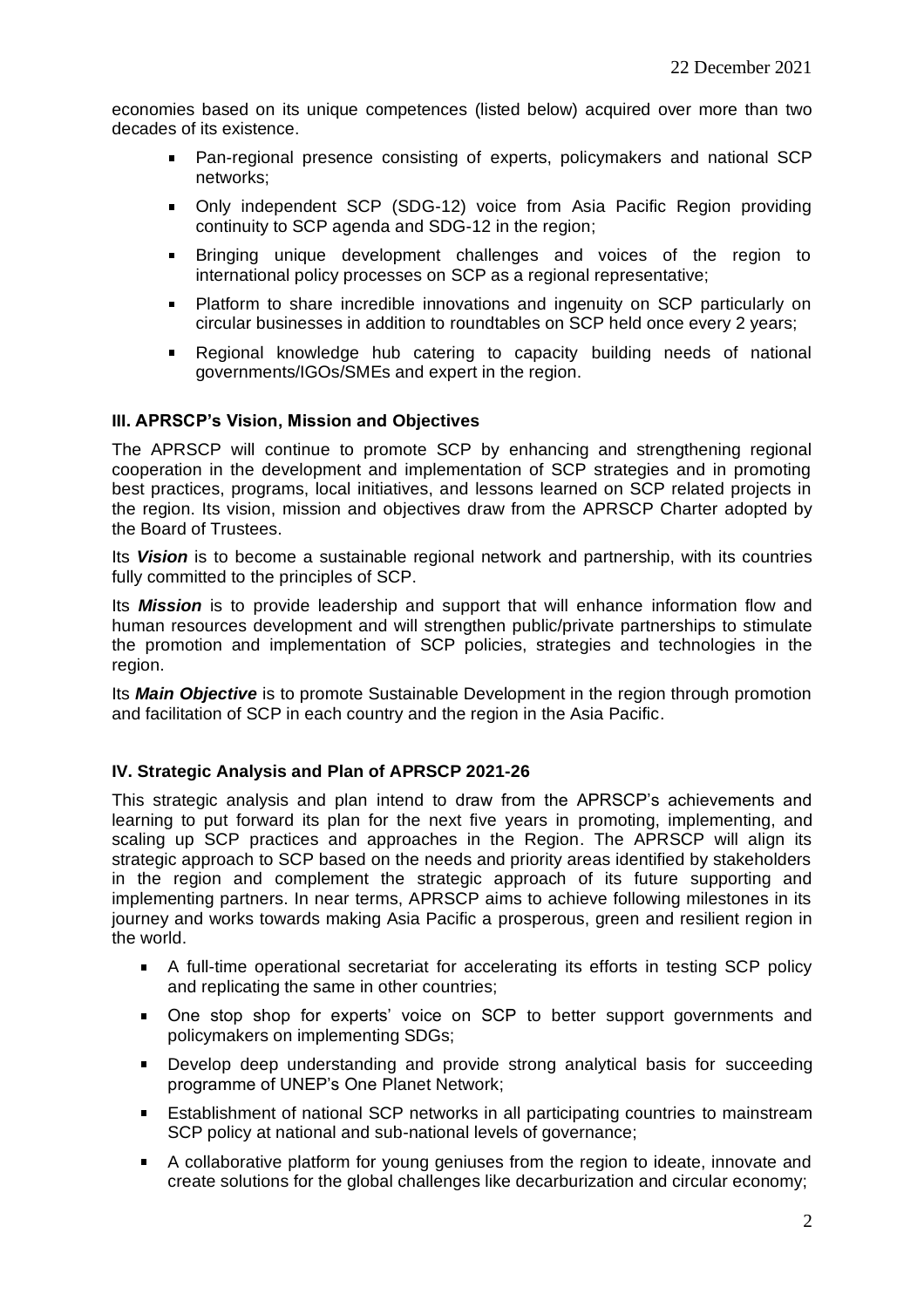economies based on its unique competences (listed below) acquired over more than two decades of its existence.

- Pan-regional presence consisting of experts, policymakers and national SCP networks;
- Only independent SCP (SDG-12) voice from Asia Pacific Region providing continuity to SCP agenda and SDG-12 in the region;
- Bringing unique development challenges and voices of the region to international policy processes on SCP as a regional representative;
- Platform to share incredible innovations and ingenuity on SCP particularly on circular businesses in addition to roundtables on SCP held once every 2 years;
- Regional knowledge hub catering to capacity building needs of national governments/IGOs/SMEs and expert in the region.

### III. APRSCP's Vision, Mission and Objectives

The APRSCP will continue to promote SCP by enhancing and strengthening regional cooperation in the development and implementation of SCP strategies and in promoting best practices, programs, local initiatives, and lessons learned on SCP related projects in the region. Its vision, mission and objectives draw from the APRSCP Charter adopted by the Board of Trustees.

Its ***Vision*** is to become a sustainable regional network and partnership, with its countries fully committed to the principles of SCP.

Its ***Mission*** is to provide leadership and support that will enhance information flow and human resources development and will strengthen public/private partnerships to stimulate the promotion and implementation of SCP policies, strategies and technologies in the region.

Its ***Main Objective*** is to promote Sustainable Development in the region through promotion and facilitation of SCP in each country and the region in the Asia Pacific.

### IV. Strategic Analysis and Plan of APRSCP 2021-26

This strategic analysis and plan intend to draw from the APRSCP's achievements and learning to put forward its plan for the next five years in promoting, implementing, and scaling up SCP practices and approaches in the Region. The APRSCP will align its strategic approach to SCP based on the needs and priority areas identified by stakeholders in the region and complement the strategic approach of its future supporting and implementing partners. In near terms, APRSCP aims to achieve following milestones in its journey and works towards making Asia Pacific a prosperous, green and resilient region in the world.

- A full-time operational secretariat for accelerating its efforts in testing SCP policy and replicating the same in other countries;
- One stop shop for experts' voice on SCP to better support governments and policymakers on implementing SDGs;
- Develop deep understanding and provide strong analytical basis for succeeding programme of UNEP's One Planet Network;
- Establishment of national SCP networks in all participating countries to mainstream SCP policy at national and sub-national levels of governance;
- A collaborative platform for young geniuses from the region to ideate, innovate and create solutions for the global challenges like decarburization and circular economy;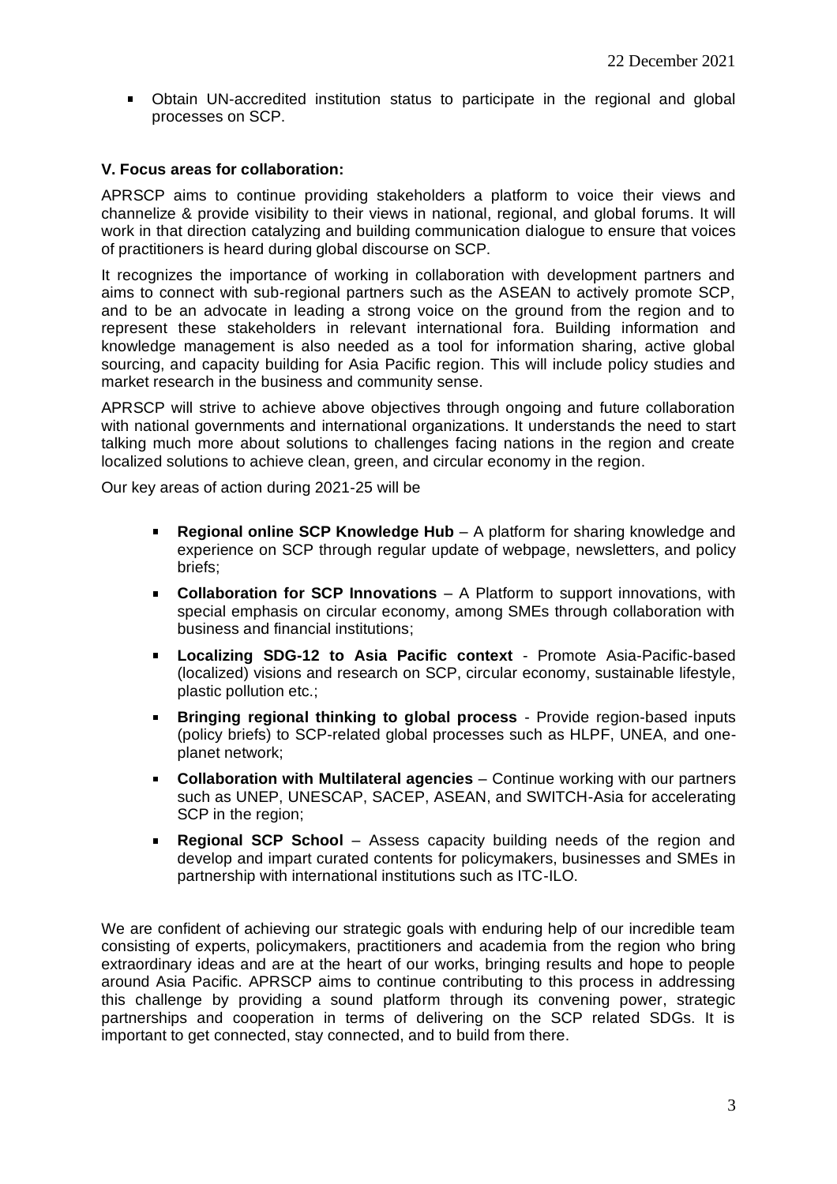- Obtain UN-accredited institution status to participate in the regional and global processes on SCP.

### V. Focus areas for collaboration:

APRSCP aims to continue providing stakeholders a platform to voice their views and channelize & provide visibility to their views in national, regional, and global forums. It will work in that direction catalyzing and building communication dialogue to ensure that voices of practitioners is heard during global discourse on SCP.

It recognizes the importance of working in collaboration with development partners and aims to connect with sub-regional partners such as the ASEAN to actively promote SCP, and to be an advocate in leading a strong voice on the ground from the region and to represent these stakeholders in relevant international fora. Building information and knowledge management is also needed as a tool for information sharing, active global sourcing, and capacity building for Asia Pacific region. This will include policy studies and market research in the business and community sense.

APRSCP will strive to achieve above objectives through ongoing and future collaboration with national governments and international organizations. It understands the need to start talking much more about solutions to challenges facing nations in the region and create localized solutions to achieve clean, green, and circular economy in the region.

Our key areas of action during 2021-25 will be

- **Regional online SCP Knowledge Hub** – A platform for sharing knowledge and experience on SCP through regular update of webpage, newsletters, and policy briefs;
- **Collaboration for SCP Innovations** – A Platform to support innovations, with special emphasis on circular economy, among SMEs through collaboration with business and financial institutions;
- **Localizing SDG-12 to Asia Pacific context** - Promote Asia-Pacific-based (localized) visions and research on SCP, circular economy, sustainable lifestyle, plastic pollution etc.;
- **Bringing regional thinking to global process** - Provide region-based inputs (policy briefs) to SCP-related global processes such as HLPF, UNEA, and one-planet network;
- **Collaboration with Multilateral agencies** – Continue working with our partners such as UNEP, UNESCAP, SACEP, ASEAN, and SWITCH-Asia for accelerating SCP in the region;
- **Regional SCP School** – Assess capacity building needs of the region and develop and impart curated contents for policymakers, businesses and SMEs in partnership with international institutions such as ITC-ILO.

We are confident of achieving our strategic goals with enduring help of our incredible team consisting of experts, policymakers, practitioners and academia from the region who bring extraordinary ideas and are at the heart of our works, bringing results and hope to people around Asia Pacific. APRSCP aims to continue contributing to this process in addressing this challenge by providing a sound platform through its convening power, strategic partnerships and cooperation in terms of delivering on the SCP related SDGs. It is important to get connected, stay connected, and to build from there.